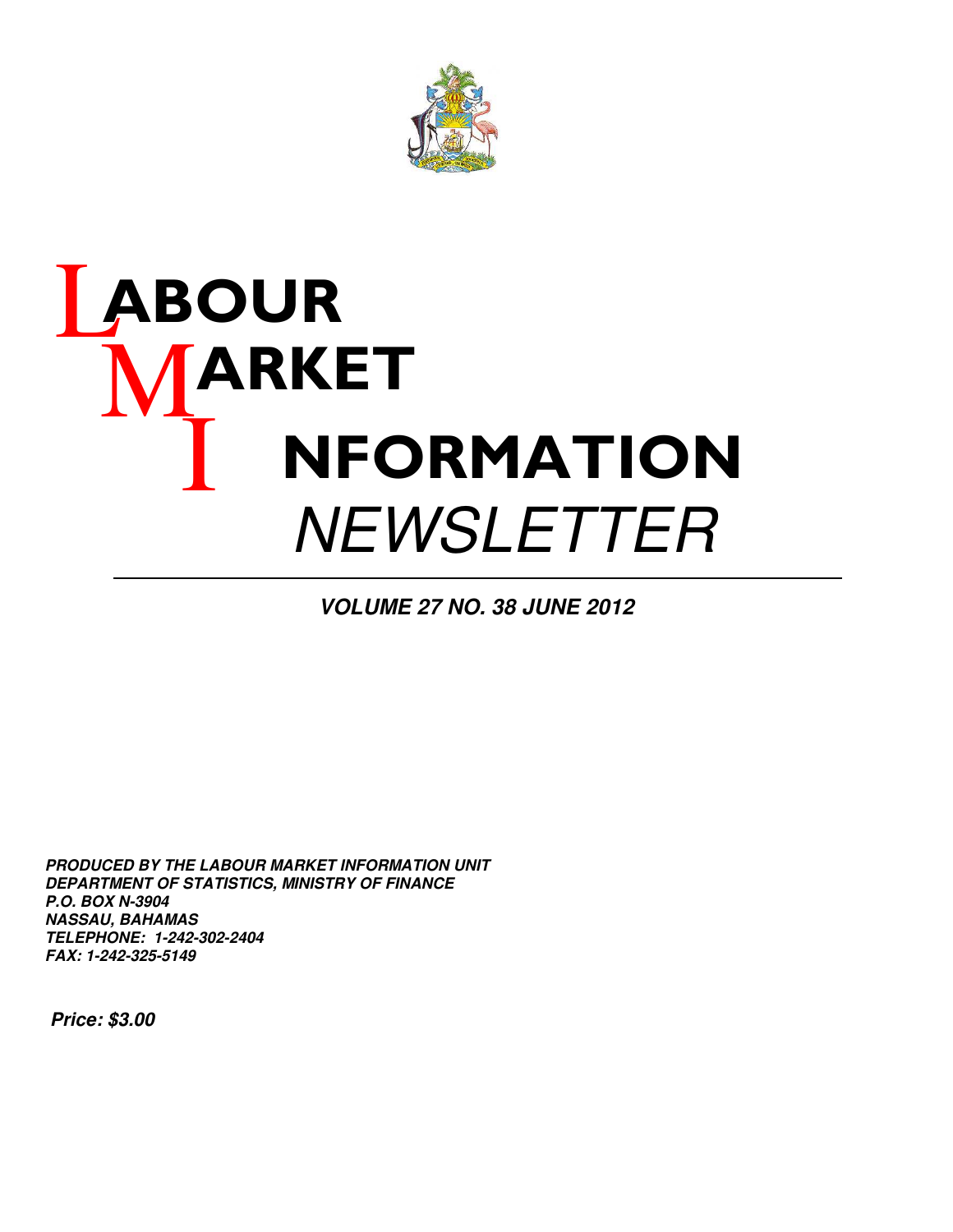# LABOUR MARKET INFORMATION *NEWSLETTER*

***VOLUME 27 NO. 38 JUNE 2012***

***PRODUCED BY THE LABOUR MARKET INFORMATION UNIT***
***DEPARTMENT OF STATISTICS, MINISTRY OF FINANCE***
***P.O. BOX N-3904***
***NASSAU, BAHAMAS***
***TELEPHONE: 1-242-302-2404***
***FAX: 1-242-325-5149***

***Price: $3.00***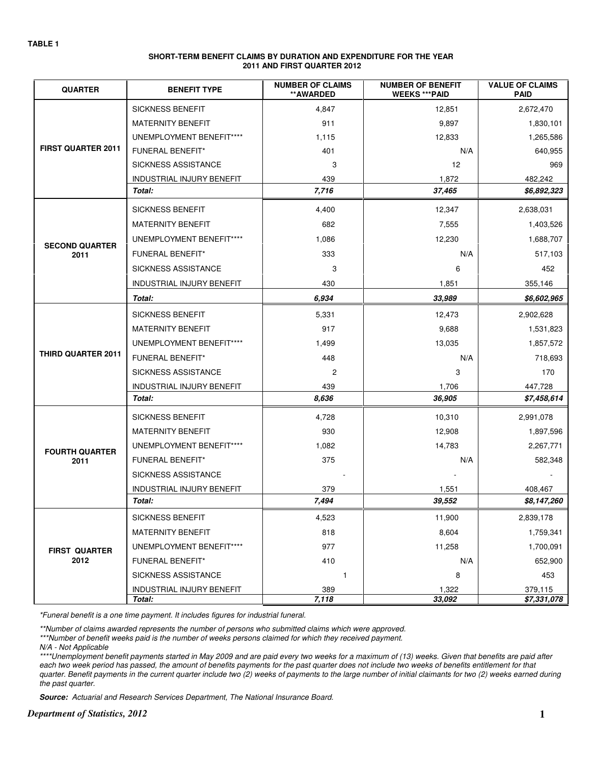**TABLE 1**

## SHORT-TERM BENEFIT CLAIMS BY DURATION AND EXPENDITURE FOR THE YEAR 2011 AND FIRST QUARTER 2012

| QUARTER | BENEFIT TYPE | NUMBER OF CLAIMS **AWARDED | NUMBER OF BENEFIT WEEKS ***PAID | VALUE OF CLAIMS PAID |
|---|---|---|---|---|
| FIRST QUARTER 2011 | SICKNESS BENEFIT | 4,847 | 12,851 | 2,672,470 |
| | MATERNITY BENEFIT | 911 | 9,897 | 1,830,101 |
| | UNEMPLOYMENT BENEFIT**** | 1,115 | 12,833 | 1,265,586 |
| | FUNERAL BENEFIT* | 401 | N/A | 640,955 |
| | SICKNESS ASSISTANCE | 3 | 12 | 969 |
| | INDUSTRIAL INJURY BENEFIT | 439 | 1,872 | 482,242 |
| | ***Total:*** | ***7,716*** | ***37,465*** | ***$6,892,323*** |
| SECOND QUARTER 2011 | SICKNESS BENEFIT | 4,400 | 12,347 | 2,638,031 |
| | MATERNITY BENEFIT | 682 | 7,555 | 1,403,526 |
| | UNEMPLOYMENT BENEFIT**** | 1,086 | 12,230 | 1,688,707 |
| | FUNERAL BENEFIT* | 333 | N/A | 517,103 |
| | SICKNESS ASSISTANCE | 3 | 6 | 452 |
| | INDUSTRIAL INJURY BENEFIT | 430 | 1,851 | 355,146 |
| | ***Total:*** | ***6,934*** | ***33,989*** | ***$6,602,965*** |
| THIRD QUARTER 2011 | SICKNESS BENEFIT | 5,331 | 12,473 | 2,902,628 |
| | MATERNITY BENEFIT | 917 | 9,688 | 1,531,823 |
| | UNEMPLOYMENT BENEFIT**** | 1,499 | 13,035 | 1,857,572 |
| | FUNERAL BENEFIT* | 448 | N/A | 718,693 |
| | SICKNESS ASSISTANCE | 2 | 3 | 170 |
| | INDUSTRIAL INJURY BENEFIT | 439 | 1,706 | 447,728 |
| | ***Total:*** | ***8,636*** | ***36,905*** | ***$7,458,614*** |
| FOURTH QUARTER 2011 | SICKNESS BENEFIT | 4,728 | 10,310 | 2,991,078 |
| | MATERNITY BENEFIT | 930 | 12,908 | 1,897,596 |
| | UNEMPLOYMENT BENEFIT**** | 1,082 | 14,783 | 2,267,771 |
| | FUNERAL BENEFIT* | 375 | N/A | 582,348 |
| | SICKNESS ASSISTANCE | - | - | - |
| | INDUSTRIAL INJURY BENEFIT | 379 | 1,551 | 408,467 |
| | ***Total:*** | ***7,494*** | ***39,552*** | ***$8,147,260*** |
| FIRST QUARTER 2012 | SICKNESS BENEFIT | 4,523 | 11,900 | 2,839,178 |
| | MATERNITY BENEFIT | 818 | 8,604 | 1,759,341 |
| | UNEMPLOYMENT BENEFIT**** | 977 | 11,258 | 1,700,091 |
| | FUNERAL BENEFIT* | 410 | N/A | 652,900 |
| | SICKNESS ASSISTANCE | 1 | 8 | 453 |
| | INDUSTRIAL INJURY BENEFIT | 389 | 1,322 | 379,115 |
| | ***Total:*** | ***7,118*** | ***33,092*** | ***$7,331,078*** |

*\*Funeral benefit is a one time payment. It includes figures for industrial funeral.*

*\*\*Number of claims awarded represents the number of persons who submitted claims which were approved.*

*\*\*\*Number of benefit weeks paid is the number of weeks persons claimed for which they received payment.*

*N/A - Not Applicable*

*\*\*\*\*Unemployment benefit payments started in May 2009 and are paid every two weeks for a maximum of (13) weeks. Given that benefits are paid after each two week period has passed, the amount of benefits payments for the past quarter does not include two weeks of benefits entitlement for that quarter. Benefit payments in the current quarter include two (2) weeks of payments to the large number of initial claimants for two (2) weeks earned during the past quarter.*

***Source:*** *Actuarial and Research Services Department, The National Insurance Board.*

***Department of Statistics, 2012***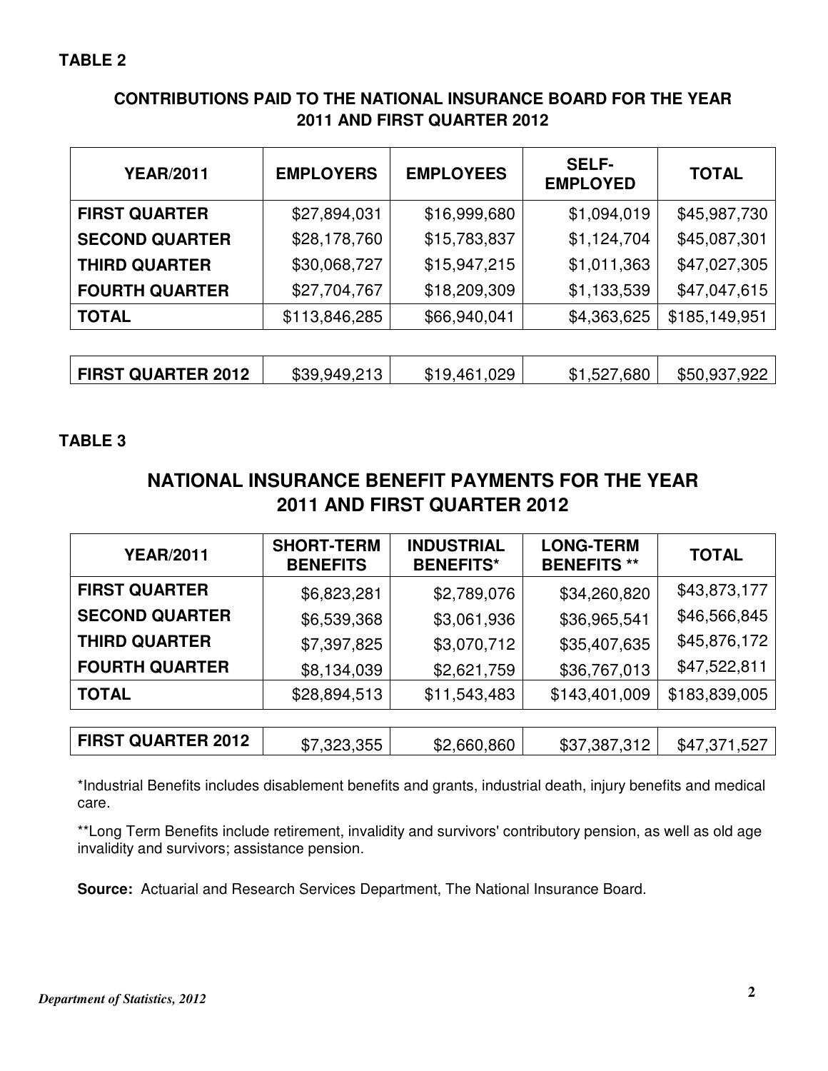**TABLE 2**

## CONTRIBUTIONS PAID TO THE NATIONAL INSURANCE BOARD FOR THE YEAR 2011 AND FIRST QUARTER 2012

| YEAR/2011 | EMPLOYERS | EMPLOYEES | SELF-EMPLOYED | TOTAL |
|---|---|---|---|---|
| **FIRST QUARTER** | $27,894,031 | $16,999,680 | $1,094,019 | $45,987,730 |
| **SECOND QUARTER** | $28,178,760 | $15,783,837 | $1,124,704 | $45,087,301 |
| **THIRD QUARTER** | $30,068,727 | $15,947,215 | $1,011,363 | $47,027,305 |
| **FOURTH QUARTER** | $27,704,767 | $18,209,309 | $1,133,539 | $47,047,615 |
| **TOTAL** | $113,846,285 | $66,940,041 | $4,363,625 | $185,149,951 |
| | | | | |
| **FIRST QUARTER 2012** | $39,949,213 | $19,461,029 | $1,527,680 | $50,937,922 |

**TABLE 3**

## NATIONAL INSURANCE BENEFIT PAYMENTS FOR THE YEAR 2011 AND FIRST QUARTER 2012

| YEAR/2011 | SHORT-TERM BENEFITS | INDUSTRIAL BENEFITS* | LONG-TERM BENEFITS ** | TOTAL |
|---|---|---|---|---|
| **FIRST QUARTER** | $6,823,281 | $2,789,076 | $34,260,820 | $43,873,177 |
| **SECOND QUARTER** | $6,539,368 | $3,061,936 | $36,965,541 | $46,566,845 |
| **THIRD QUARTER** | $7,397,825 | $3,070,712 | $35,407,635 | $45,876,172 |
| **FOURTH QUARTER** | $8,134,039 | $2,621,759 | $36,767,013 | $47,522,811 |
| **TOTAL** | $28,894,513 | $11,543,483 | $143,401,009 | $183,839,005 |
| | | | | |
| **FIRST QUARTER 2012** | $7,323,355 | $2,660,860 | $37,387,312 | $47,371,527 |

*Industrial Benefits includes disablement benefits and grants, industrial death, injury benefits and medical care.

**Long Term Benefits include retirement, invalidity and survivors' contributory pension, as well as old age invalidity and survivors; assistance pension.

**Source:** Actuarial and Research Services Department, The National Insurance Board.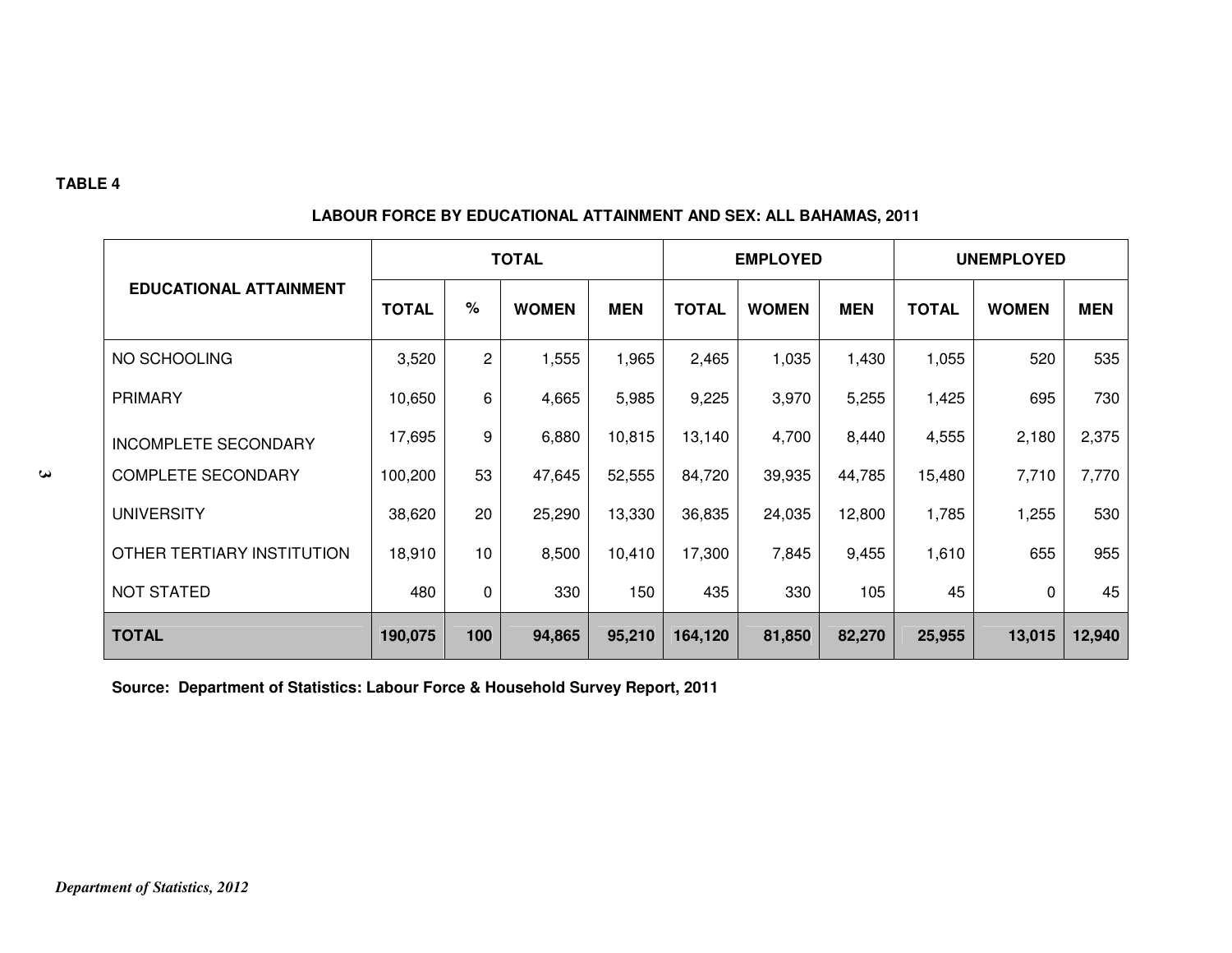**TABLE 4**

## LABOUR FORCE BY EDUCATIONAL ATTAINMENT AND SEX: ALL BAHAMAS, 2011

| EDUCATIONAL ATTAINMENT | TOTAL | | | | EMPLOYED | | | UNEMPLOYED | | |
|---|---|---|---|---|---|---|---|---|---|---|
| | TOTAL | % | WOMEN | MEN | TOTAL | WOMEN | MEN | TOTAL | WOMEN | MEN |
| NO SCHOOLING | 3,520 | 2 | 1,555 | 1,965 | 2,465 | 1,035 | 1,430 | 1,055 | 520 | 535 |
| PRIMARY | 10,650 | 6 | 4,665 | 5,985 | 9,225 | 3,970 | 5,255 | 1,425 | 695 | 730 |
| INCOMPLETE SECONDARY | 17,695 | 9 | 6,880 | 10,815 | 13,140 | 4,700 | 8,440 | 4,555 | 2,180 | 2,375 |
| COMPLETE SECONDARY | 100,200 | 53 | 47,645 | 52,555 | 84,720 | 39,935 | 44,785 | 15,480 | 7,710 | 7,770 |
| UNIVERSITY | 38,620 | 20 | 25,290 | 13,330 | 36,835 | 24,035 | 12,800 | 1,785 | 1,255 | 530 |
| OTHER TERTIARY INSTITUTION | 18,910 | 10 | 8,500 | 10,410 | 17,300 | 7,845 | 9,455 | 1,610 | 655 | 955 |
| NOT STATED | 480 | 0 | 330 | 150 | 435 | 330 | 105 | 45 | 0 | 45 |
| **TOTAL** | **190,075** | **100** | **94,865** | **95,210** | **164,120** | **81,850** | **82,270** | **25,955** | **13,015** | **12,940** |

**Source: Department of Statistics: Labour Force & Household Survey Report, 2011**

*Department of Statistics, 2012*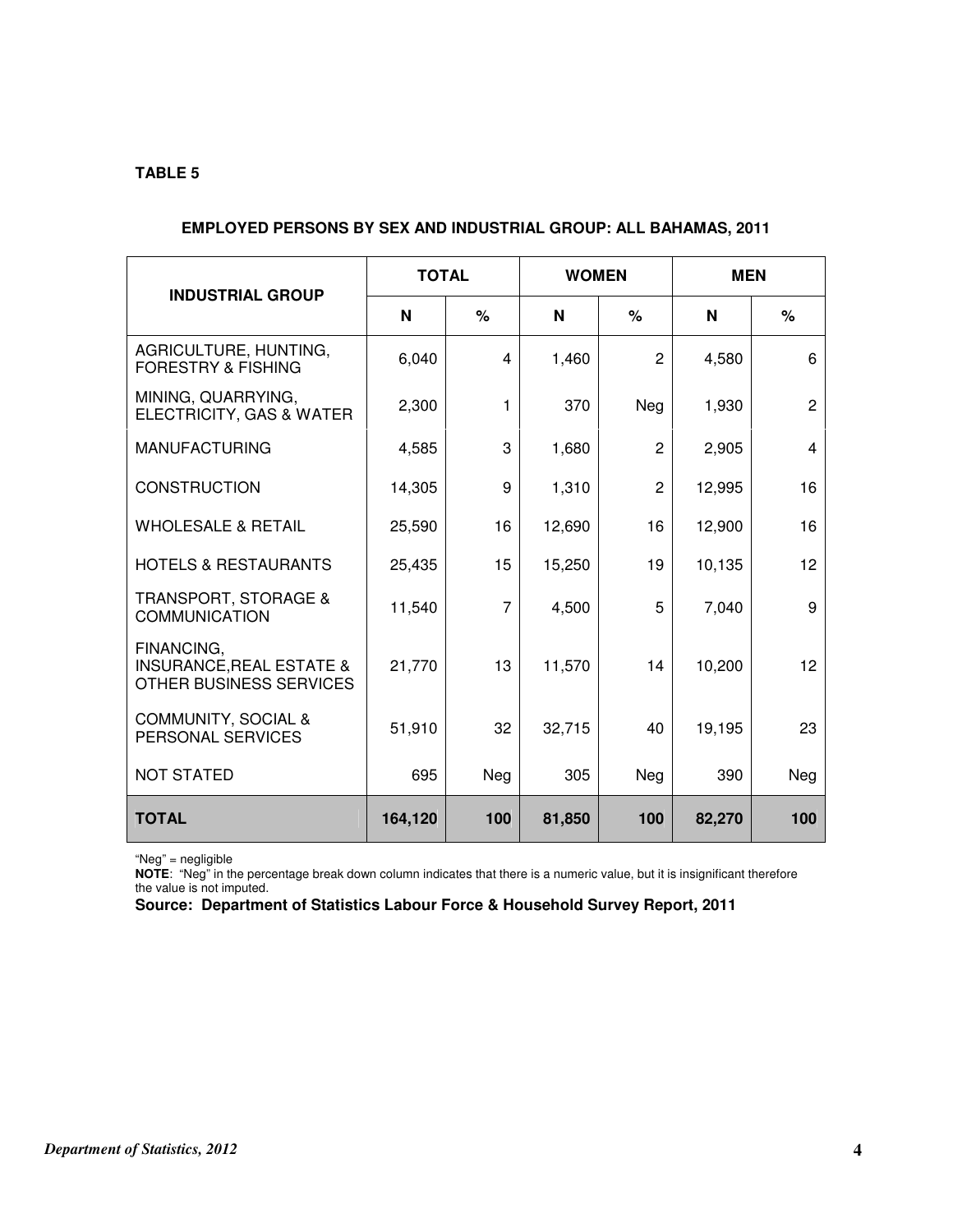**TABLE 5**

**EMPLOYED PERSONS BY SEX AND INDUSTRIAL GROUP: ALL BAHAMAS, 2011**

| INDUSTRIAL GROUP | TOTAL | | WOMEN | | MEN | |
|---|---|---|---|---|---|---|
| | N | % | N | % | N | % |
| AGRICULTURE, HUNTING, FORESTRY & FISHING | 6,040 | 4 | 1,460 | 2 | 4,580 | 6 |
| MINING, QUARRYING, ELECTRICITY, GAS & WATER | 2,300 | 1 | 370 | Neg | 1,930 | 2 |
| MANUFACTURING | 4,585 | 3 | 1,680 | 2 | 2,905 | 4 |
| CONSTRUCTION | 14,305 | 9 | 1,310 | 2 | 12,995 | 16 |
| WHOLESALE & RETAIL | 25,590 | 16 | 12,690 | 16 | 12,900 | 16 |
| HOTELS & RESTAURANTS | 25,435 | 15 | 15,250 | 19 | 10,135 | 12 |
| TRANSPORT, STORAGE & COMMUNICATION | 11,540 | 7 | 4,500 | 5 | 7,040 | 9 |
| FINANCING, INSURANCE,REAL ESTATE & OTHER BUSINESS SERVICES | 21,770 | 13 | 11,570 | 14 | 10,200 | 12 |
| COMMUNITY, SOCIAL & PERSONAL SERVICES | 51,910 | 32 | 32,715 | 40 | 19,195 | 23 |
| NOT STATED | 695 | Neg | 305 | Neg | 390 | Neg |
| **TOTAL** | **164,120** | **100** | **81,850** | **100** | **82,270** | **100** |

"Neg" = negligible

**NOTE**: "Neg" in the percentage break down column indicates that there is a numeric value, but it is insignificant therefore the value is not imputed.

**Source: Department of Statistics Labour Force & Household Survey Report, 2011**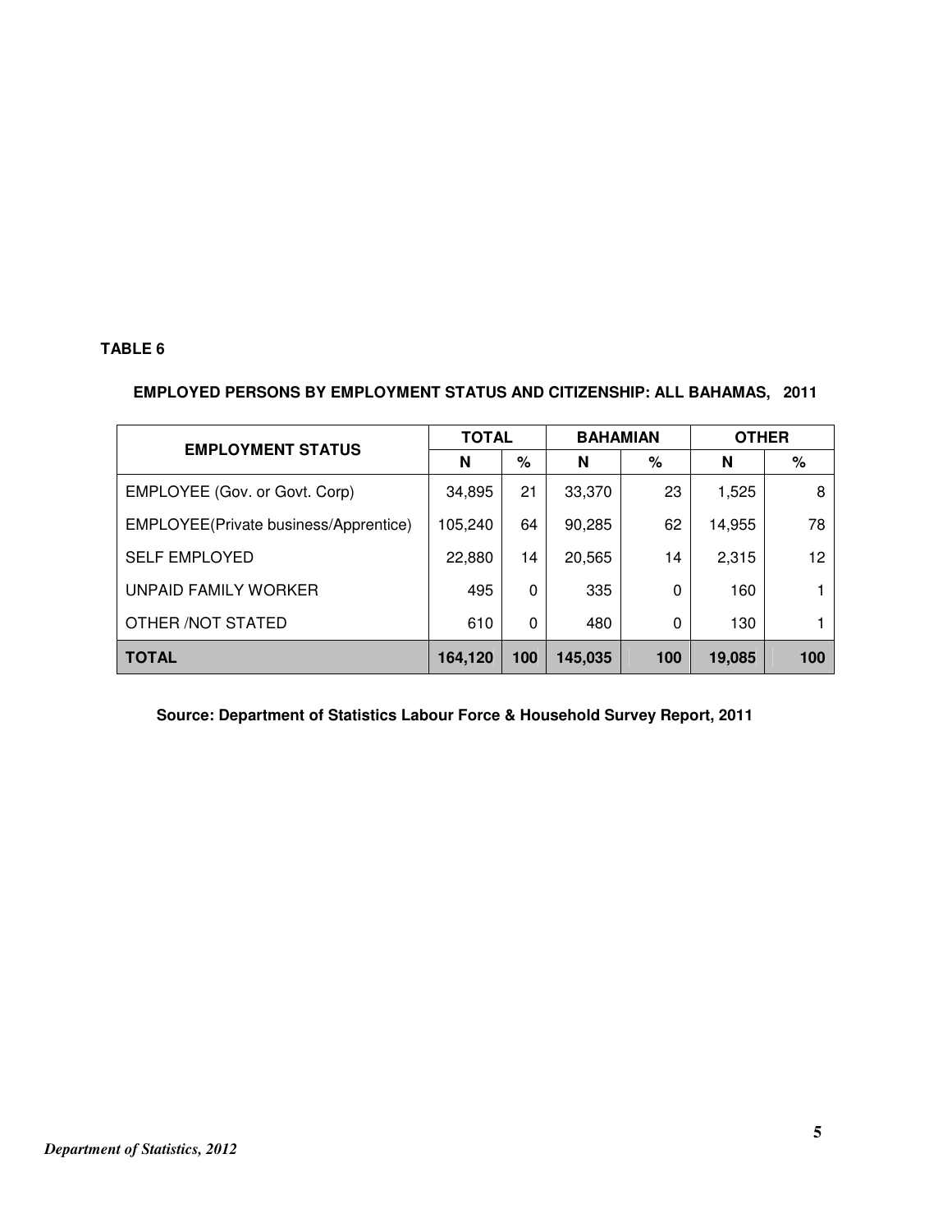**TABLE 6**

**EMPLOYED PERSONS BY EMPLOYMENT STATUS AND CITIZENSHIP: ALL BAHAMAS, 2011**

| EMPLOYMENT STATUS | TOTAL | | BAHAMIAN | | OTHER | |
|---|---|---|---|---|---|---|
| | N | % | N | % | N | % |
| EMPLOYEE (Gov. or Govt. Corp) | 34,895 | 21 | 33,370 | 23 | 1,525 | 8 |
| EMPLOYEE(Private business/Apprentice) | 105,240 | 64 | 90,285 | 62 | 14,955 | 78 |
| SELF EMPLOYED | 22,880 | 14 | 20,565 | 14 | 2,315 | 12 |
| UNPAID FAMILY WORKER | 495 | 0 | 335 | 0 | 160 | 1 |
| OTHER /NOT STATED | 610 | 0 | 480 | 0 | 130 | 1 |
| **TOTAL** | **164,120** | **100** | **145,035** | **100** | **19,085** | **100** |

**Source: Department of Statistics Labour Force & Household Survey Report, 2011**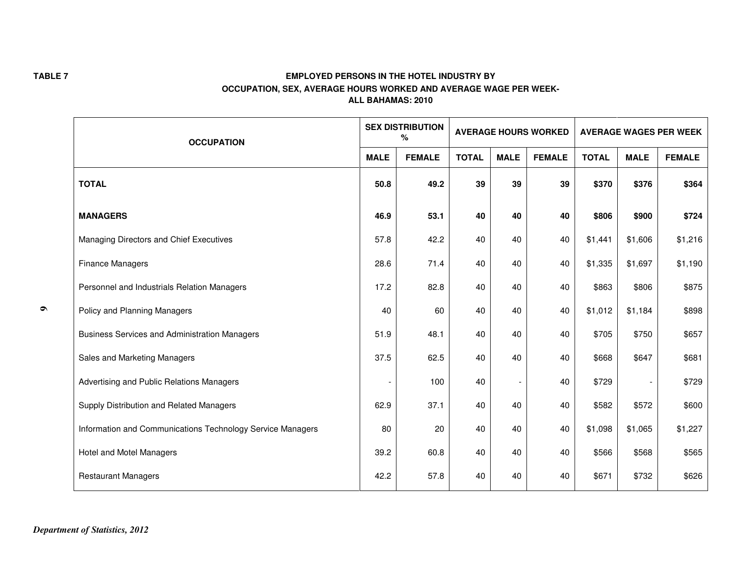TABLE 7

**EMPLOYED PERSONS IN THE HOTEL INDUSTRY BY OCCUPATION, SEX, AVERAGE HOURS WORKED AND AVERAGE WAGE PER WEEK- ALL BAHAMAS: 2010**

| OCCUPATION | SEX DISTRIBUTION % | | AVERAGE HOURS WORKED | | | AVERAGE WAGES PER WEEK | | |
|---|---|---|---|---|---|---|---|---|
| | MALE | FEMALE | TOTAL | MALE | FEMALE | TOTAL | MALE | FEMALE |
| **TOTAL** | **50.8** | **49.2** | **39** | **39** | **39** | **$370** | **$376** | **$364** |
| **MANAGERS** | **46.9** | **53.1** | **40** | **40** | **40** | **$806** | **$900** | **$724** |
| Managing Directors and Chief Executives | 57.8 | 42.2 | 40 | 40 | 40 | $1,441 | $1,606 | $1,216 |
| Finance Managers | 28.6 | 71.4 | 40 | 40 | 40 | $1,335 | $1,697 | $1,190 |
| Personnel and Industrials Relation Managers | 17.2 | 82.8 | 40 | 40 | 40 | $863 | $806 | $875 |
| Policy and Planning Managers | 40 | 60 | 40 | 40 | 40 | $1,012 | $1,184 | $898 |
| Business Services and Administration Managers | 51.9 | 48.1 | 40 | 40 | 40 | $705 | $750 | $657 |
| Sales and Marketing Managers | 37.5 | 62.5 | 40 | 40 | 40 | $668 | $647 | $681 |
| Advertising and Public Relations Managers | - | 100 | 40 | - | 40 | $729 | - | $729 |
| Supply Distribution and Related Managers | 62.9 | 37.1 | 40 | 40 | 40 | $582 | $572 | $600 |
| Information and Communications Technology Service Managers | 80 | 20 | 40 | 40 | 40 | $1,098 | $1,065 | $1,227 |
| Hotel and Motel Managers | 39.2 | 60.8 | 40 | 40 | 40 | $566 | $568 | $565 |
| Restaurant Managers | 42.2 | 57.8 | 40 | 40 | 40 | $671 | $732 | $626 |

*Department of Statistics, 2012*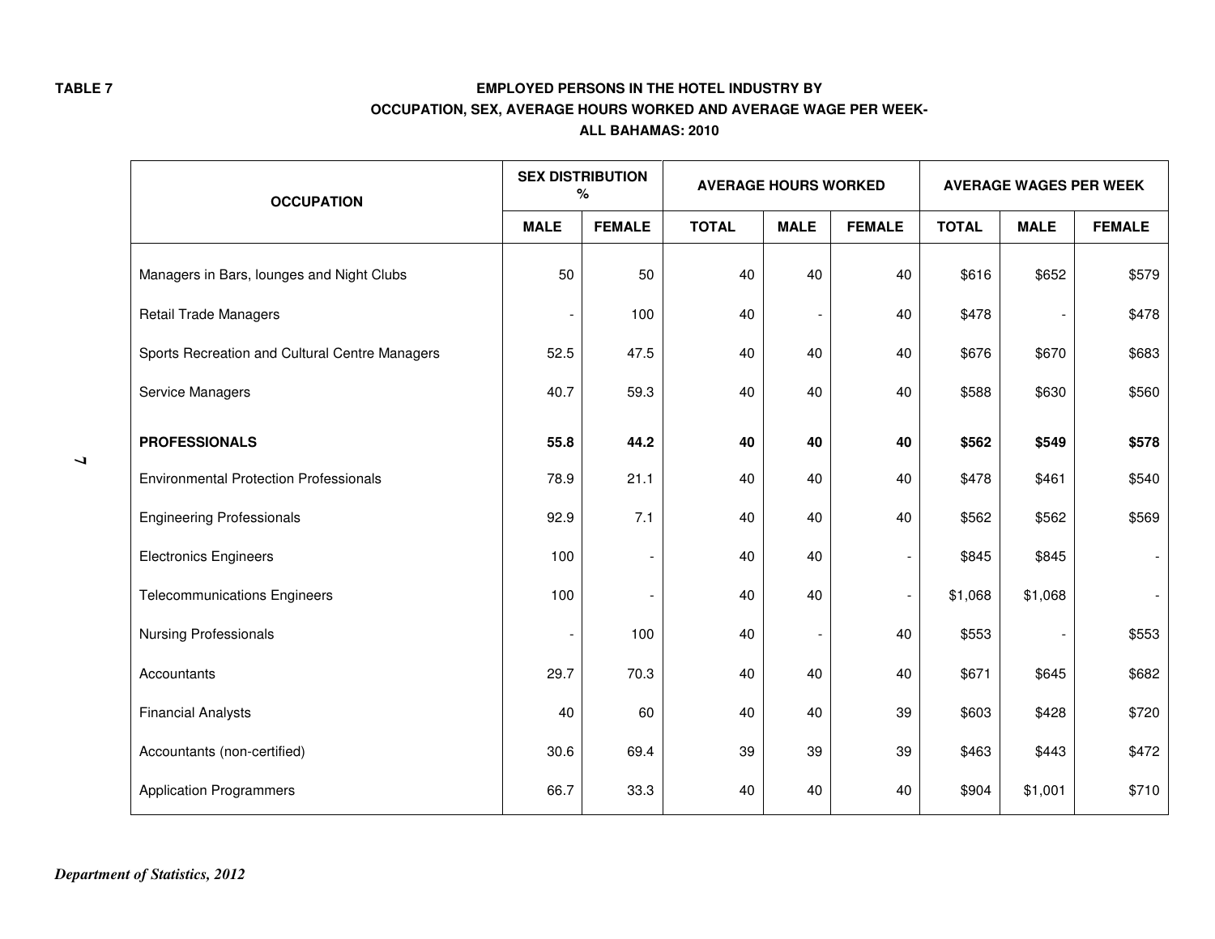**TABLE 7**

**EMPLOYED PERSONS IN THE HOTEL INDUSTRY BY OCCUPATION, SEX, AVERAGE HOURS WORKED AND AVERAGE WAGE PER WEEK- ALL BAHAMAS: 2010**

| OCCUPATION | SEX DISTRIBUTION % | | AVERAGE HOURS WORKED | | | AVERAGE WAGES PER WEEK | | |
|---|---|---|---|---|---|---|---|---|
| | MALE | FEMALE | TOTAL | MALE | FEMALE | TOTAL | MALE | FEMALE |
| Managers in Bars, lounges and Night Clubs | 50 | 50 | 40 | 40 | 40 | $616 | $652 | $579 |
| Retail Trade Managers | - | 100 | 40 | - | 40 | $478 | - | $478 |
| Sports Recreation and Cultural Centre Managers | 52.5 | 47.5 | 40 | 40 | 40 | $676 | $670 | $683 |
| Service Managers | 40.7 | 59.3 | 40 | 40 | 40 | $588 | $630 | $560 |
| **PROFESSIONALS** | **55.8** | **44.2** | **40** | **40** | **40** | **$562** | **$549** | **$578** |
| Environmental Protection Professionals | 78.9 | 21.1 | 40 | 40 | 40 | $478 | $461 | $540 |
| Engineering Professionals | 92.9 | 7.1 | 40 | 40 | 40 | $562 | $562 | $569 |
| Electronics Engineers | 100 | - | 40 | 40 | - | $845 | $845 | - |
| Telecommunications Engineers | 100 | - | 40 | 40 | - | $1,068 | $1,068 | - |
| Nursing Professionals | - | 100 | 40 | - | 40 | $553 | - | $553 |
| Accountants | 29.7 | 70.3 | 40 | 40 | 40 | $671 | $645 | $682 |
| Financial Analysts | 40 | 60 | 40 | 40 | 39 | $603 | $428 | $720 |
| Accountants (non-certified) | 30.6 | 69.4 | 39 | 39 | 39 | $463 | $443 | $472 |
| Application Programmers | 66.7 | 33.3 | 40 | 40 | 40 | $904 | $1,001 | $710 |

*Department of Statistics, 2012*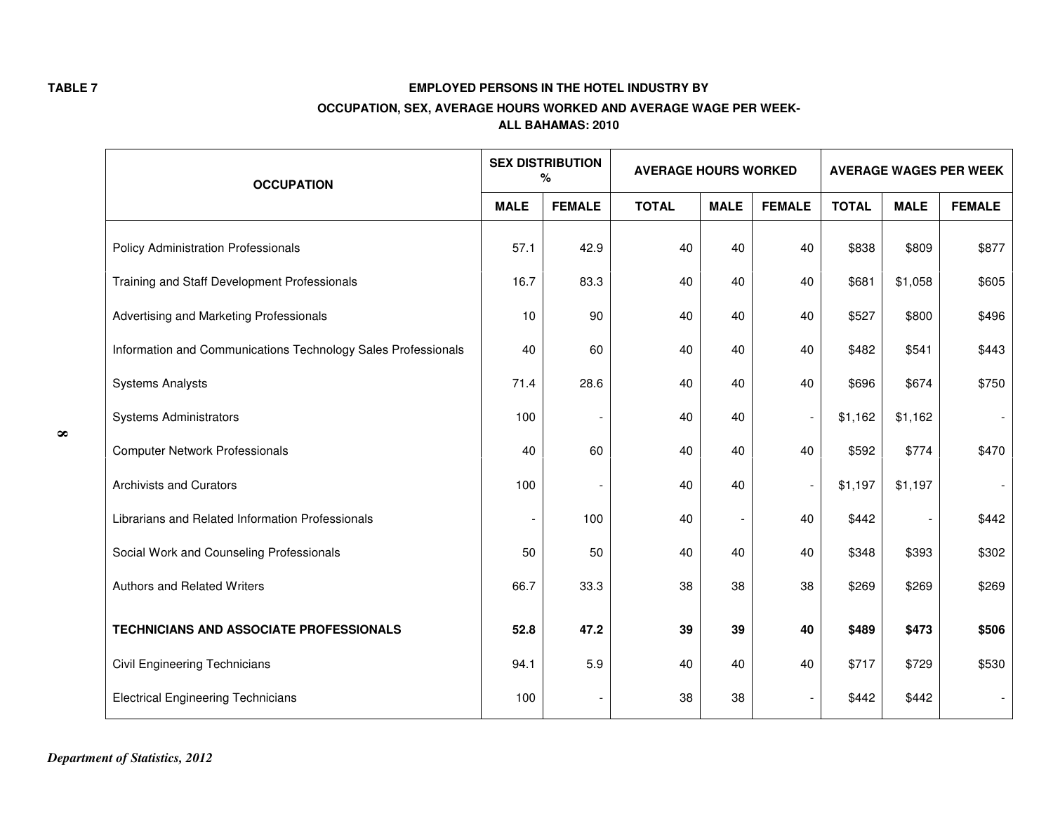TABLE 7

**EMPLOYED PERSONS IN THE HOTEL INDUSTRY BY**
**OCCUPATION, SEX, AVERAGE HOURS WORKED AND AVERAGE WAGE PER WEEK-**
**ALL BAHAMAS: 2010**

| OCCUPATION | SEX DISTRIBUTION % | | AVERAGE HOURS WORKED | | | AVERAGE WAGES PER WEEK | | |
|---|---|---|---|---|---|---|---|---|
| | MALE | FEMALE | TOTAL | MALE | FEMALE | TOTAL | MALE | FEMALE |
| Policy Administration Professionals | 57.1 | 42.9 | 40 | 40 | 40 | $838 | $809 | $877 |
| Training and Staff Development Professionals | 16.7 | 83.3 | 40 | 40 | 40 | $681 | $1,058 | $605 |
| Advertising and Marketing Professionals | 10 | 90 | 40 | 40 | 40 | $527 | $800 | $496 |
| Information and Communications Technology Sales Professionals | 40 | 60 | 40 | 40 | 40 | $482 | $541 | $443 |
| Systems Analysts | 71.4 | 28.6 | 40 | 40 | 40 | $696 | $674 | $750 |
| Systems Administrators | 100 | - | 40 | 40 | - | $1,162 | $1,162 | - |
| Computer Network Professionals | 40 | 60 | 40 | 40 | 40 | $592 | $774 | $470 |
| Archivists and Curators | 100 | - | 40 | 40 | - | $1,197 | $1,197 | - |
| Librarians and Related Information Professionals | - | 100 | 40 | - | 40 | $442 | - | $442 |
| Social Work and Counseling Professionals | 50 | 50 | 40 | 40 | 40 | $348 | $393 | $302 |
| Authors and Related Writers | 66.7 | 33.3 | 38 | 38 | 38 | $269 | $269 | $269 |
| **TECHNICIANS AND ASSOCIATE PROFESSIONALS** | **52.8** | **47.2** | **39** | **39** | **40** | **$489** | **$473** | **$506** |
| Civil Engineering Technicians | 94.1 | 5.9 | 40 | 40 | 40 | $717 | $729 | $530 |
| Electrical Engineering Technicians | 100 | - | 38 | 38 | - | $442 | $442 | - |

*Department of Statistics, 2012*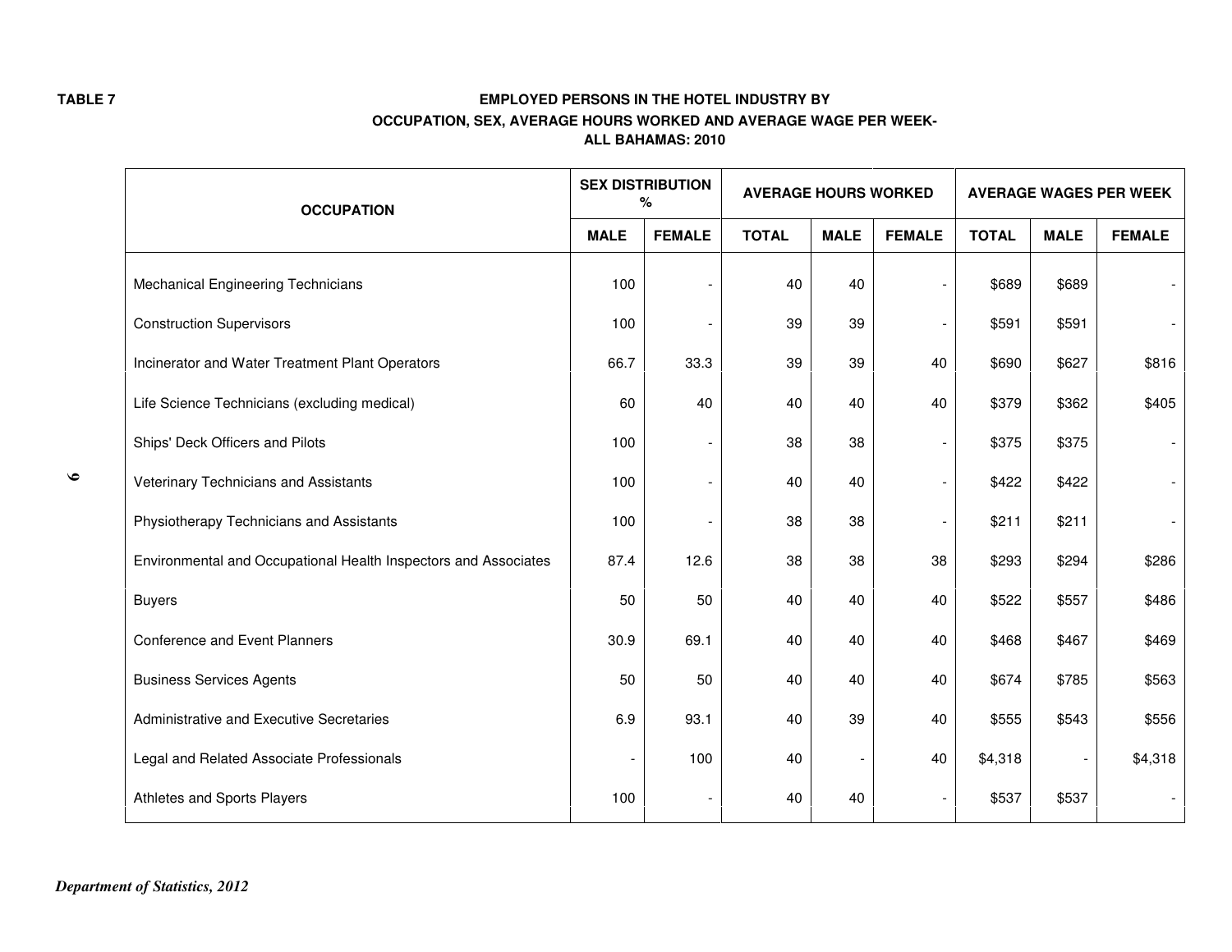**TABLE 7**

**EMPLOYED PERSONS IN THE HOTEL INDUSTRY BY OCCUPATION, SEX, AVERAGE HOURS WORKED AND AVERAGE WAGE PER WEEK- ALL BAHAMAS: 2010**

| OCCUPATION | SEX DISTRIBUTION % | | AVERAGE HOURS WORKED | | | AVERAGE WAGES PER WEEK | | |
|---|---|---|---|---|---|---|---|---|
| | MALE | FEMALE | TOTAL | MALE | FEMALE | TOTAL | MALE | FEMALE |
| Mechanical Engineering Technicians | 100 | - | 40 | 40 | - | $689 | $689 | - |
| Construction Supervisors | 100 | - | 39 | 39 | - | $591 | $591 | - |
| Incinerator and Water Treatment Plant Operators | 66.7 | 33.3 | 39 | 39 | 40 | $690 | $627 | $816 |
| Life Science Technicians (excluding medical) | 60 | 40 | 40 | 40 | 40 | $379 | $362 | $405 |
| Ships' Deck Officers and Pilots | 100 | - | 38 | 38 | - | $375 | $375 | - |
| Veterinary Technicians and Assistants | 100 | - | 40 | 40 | - | $422 | $422 | - |
| Physiotherapy Technicians and Assistants | 100 | - | 38 | 38 | - | $211 | $211 | - |
| Environmental and Occupational Health Inspectors and Associates | 87.4 | 12.6 | 38 | 38 | 38 | $293 | $294 | $286 |
| Buyers | 50 | 50 | 40 | 40 | 40 | $522 | $557 | $486 |
| Conference and Event Planners | 30.9 | 69.1 | 40 | 40 | 40 | $468 | $467 | $469 |
| Business Services Agents | 50 | 50 | 40 | 40 | 40 | $674 | $785 | $563 |
| Administrative and Executive Secretaries | 6.9 | 93.1 | 40 | 39 | 40 | $555 | $543 | $556 |
| Legal and Related Associate Professionals | - | 100 | 40 | - | 40 | $4,318 | - | $4,318 |
| Athletes and Sports Players | 100 | - | 40 | 40 | - | $537 | $537 | - |

*Department of Statistics, 2012*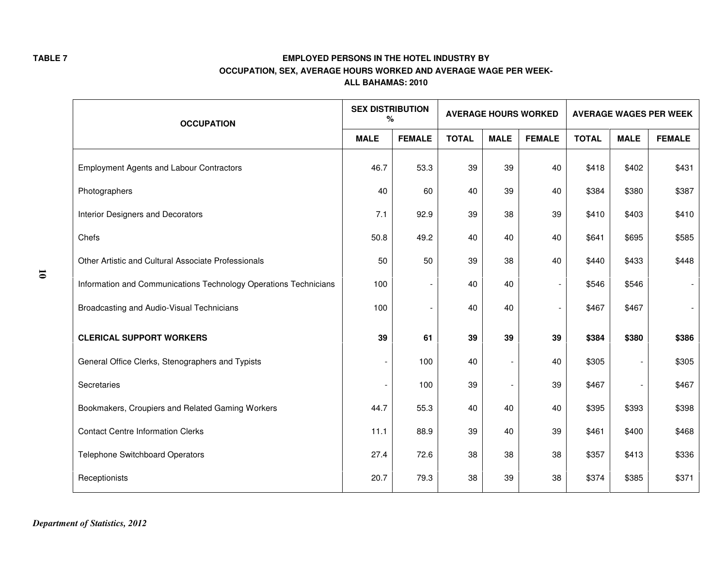**TABLE 7**

**EMPLOYED PERSONS IN THE HOTEL INDUSTRY BY OCCUPATION, SEX, AVERAGE HOURS WORKED AND AVERAGE WAGE PER WEEK- ALL BAHAMAS: 2010**

| OCCUPATION | SEX DISTRIBUTION % | | AVERAGE HOURS WORKED | | | AVERAGE WAGES PER WEEK | | |
|---|---|---|---|---|---|---|---|---|
| | MALE | FEMALE | TOTAL | MALE | FEMALE | TOTAL | MALE | FEMALE |
| Employment Agents and Labour Contractors | 46.7 | 53.3 | 39 | 39 | 40 | $418 | $402 | $431 |
| Photographers | 40 | 60 | 40 | 39 | 40 | $384 | $380 | $387 |
| Interior Designers and Decorators | 7.1 | 92.9 | 39 | 38 | 39 | $410 | $403 | $410 |
| Chefs | 50.8 | 49.2 | 40 | 40 | 40 | $641 | $695 | $585 |
| Other Artistic and Cultural Associate Professionals | 50 | 50 | 39 | 38 | 40 | $440 | $433 | $448 |
| Information and Communications Technology Operations Technicians | 100 | - | 40 | 40 | - | $546 | $546 | - |
| Broadcasting and Audio-Visual Technicians | 100 | - | 40 | 40 | - | $467 | $467 | - |
| **CLERICAL SUPPORT WORKERS** | **39** | **61** | **39** | **39** | **39** | **$384** | **$380** | **$386** |
| General Office Clerks, Stenographers and Typists | - | 100 | 40 | - | 40 | $305 | - | $305 |
| Secretaries | - | 100 | 39 | - | 39 | $467 | - | $467 |
| Bookmakers, Croupiers and Related Gaming Workers | 44.7 | 55.3 | 40 | 40 | 40 | $395 | $393 | $398 |
| Contact Centre Information Clerks | 11.1 | 88.9 | 39 | 40 | 39 | $461 | $400 | $468 |
| Telephone Switchboard Operators | 27.4 | 72.6 | 38 | 38 | 38 | $357 | $413 | $336 |
| Receptionists | 20.7 | 79.3 | 38 | 39 | 38 | $374 | $385 | $371 |

*Department of Statistics, 2012*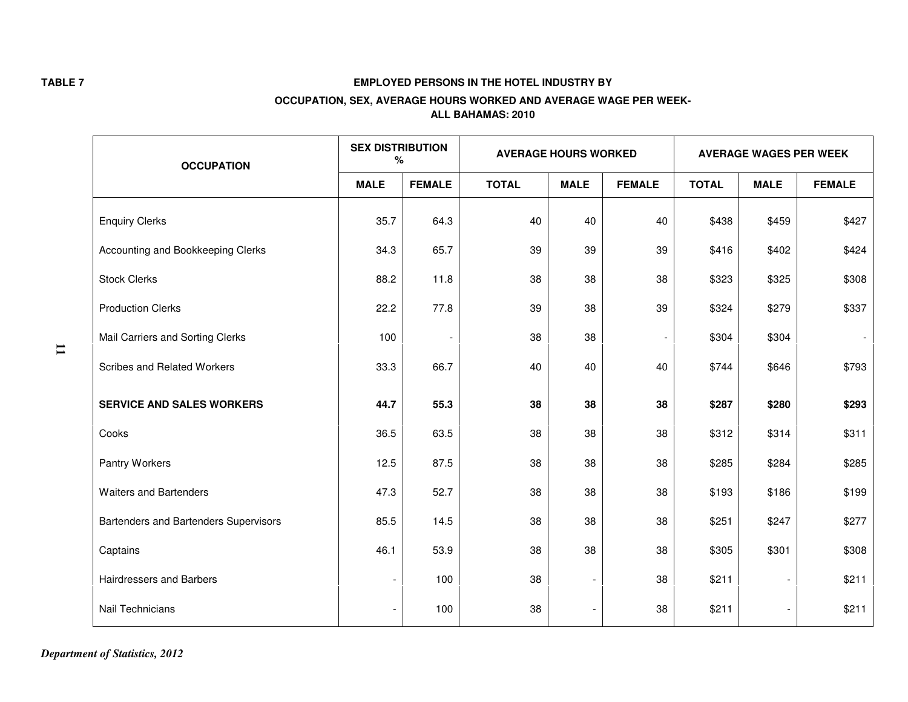TABLE 7

**EMPLOYED PERSONS IN THE HOTEL INDUSTRY BY**

**OCCUPATION, SEX, AVERAGE HOURS WORKED AND AVERAGE WAGE PER WEEK- ALL BAHAMAS: 2010**

| OCCUPATION | SEX DISTRIBUTION % | | AVERAGE HOURS WORKED | | | AVERAGE WAGES PER WEEK | | |
|---|---|---|---|---|---|---|---|---|
| | MALE | FEMALE | TOTAL | MALE | FEMALE | TOTAL | MALE | FEMALE |
| Enquiry Clerks | 35.7 | 64.3 | 40 | 40 | 40 | $438 | $459 | $427 |
| Accounting and Bookkeeping Clerks | 34.3 | 65.7 | 39 | 39 | 39 | $416 | $402 | $424 |
| Stock Clerks | 88.2 | 11.8 | 38 | 38 | 38 | $323 | $325 | $308 |
| Production Clerks | 22.2 | 77.8 | 39 | 38 | 39 | $324 | $279 | $337 |
| Mail Carriers and Sorting Clerks | 100 | - | 38 | 38 | - | $304 | $304 | - |
| Scribes and Related Workers | 33.3 | 66.7 | 40 | 40 | 40 | $744 | $646 | $793 |
| **SERVICE AND SALES WORKERS** | **44.7** | **55.3** | **38** | **38** | **38** | **$287** | **$280** | **$293** |
| Cooks | 36.5 | 63.5 | 38 | 38 | 38 | $312 | $314 | $311 |
| Pantry Workers | 12.5 | 87.5 | 38 | 38 | 38 | $285 | $284 | $285 |
| Waiters and Bartenders | 47.3 | 52.7 | 38 | 38 | 38 | $193 | $186 | $199 |
| Bartenders and Bartenders Supervisors | 85.5 | 14.5 | 38 | 38 | 38 | $251 | $247 | $277 |
| Captains | 46.1 | 53.9 | 38 | 38 | 38 | $305 | $301 | $308 |
| Hairdressers and Barbers | - | 100 | 38 | - | 38 | $211 | - | $211 |
| Nail Technicians | - | 100 | 38 | - | 38 | $211 | - | $211 |

*Department of Statistics, 2012*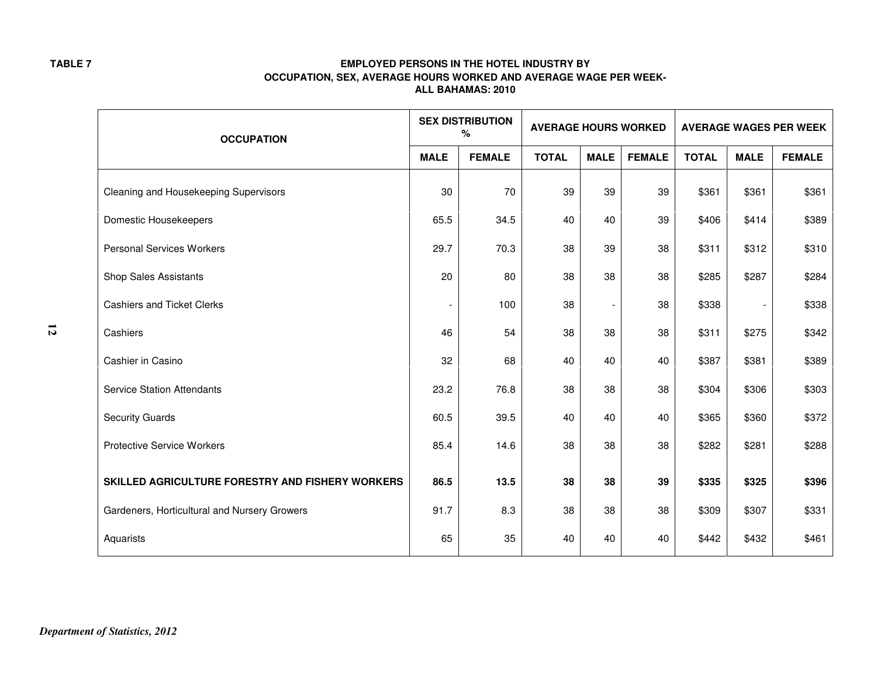TABLE 7

**EMPLOYED PERSONS IN THE HOTEL INDUSTRY BY OCCUPATION, SEX, AVERAGE HOURS WORKED AND AVERAGE WAGE PER WEEK- ALL BAHAMAS: 2010**

| OCCUPATION | SEX DISTRIBUTION % | | AVERAGE HOURS WORKED | | | AVERAGE WAGES PER WEEK | | |
|---|---|---|---|---|---|---|---|---|
| | MALE | FEMALE | TOTAL | MALE | FEMALE | TOTAL | MALE | FEMALE |
| Cleaning and Housekeeping Supervisors | 30 | 70 | 39 | 39 | 39 | $361 | $361 | $361 |
| Domestic Housekeepers | 65.5 | 34.5 | 40 | 40 | 39 | $406 | $414 | $389 |
| Personal Services Workers | 29.7 | 70.3 | 38 | 39 | 38 | $311 | $312 | $310 |
| Shop Sales Assistants | 20 | 80 | 38 | 38 | 38 | $285 | $287 | $284 |
| Cashiers and Ticket Clerks | - | 100 | 38 | - | 38 | $338 | - | $338 |
| Cashiers | 46 | 54 | 38 | 38 | 38 | $311 | $275 | $342 |
| Cashier in Casino | 32 | 68 | 40 | 40 | 40 | $387 | $381 | $389 |
| Service Station Attendants | 23.2 | 76.8 | 38 | 38 | 38 | $304 | $306 | $303 |
| Security Guards | 60.5 | 39.5 | 40 | 40 | 40 | $365 | $360 | $372 |
| Protective Service Workers | 85.4 | 14.6 | 38 | 38 | 38 | $282 | $281 | $288 |
| **SKILLED AGRICULTURE FORESTRY AND FISHERY WORKERS** | **86.5** | **13.5** | **38** | **38** | **39** | **$335** | **$325** | **$396** |
| Gardeners, Horticultural and Nursery Growers | 91.7 | 8.3 | 38 | 38 | 38 | $309 | $307 | $331 |
| Aquarists | 65 | 35 | 40 | 40 | 40 | $442 | $432 | $461 |

*Department of Statistics, 2012*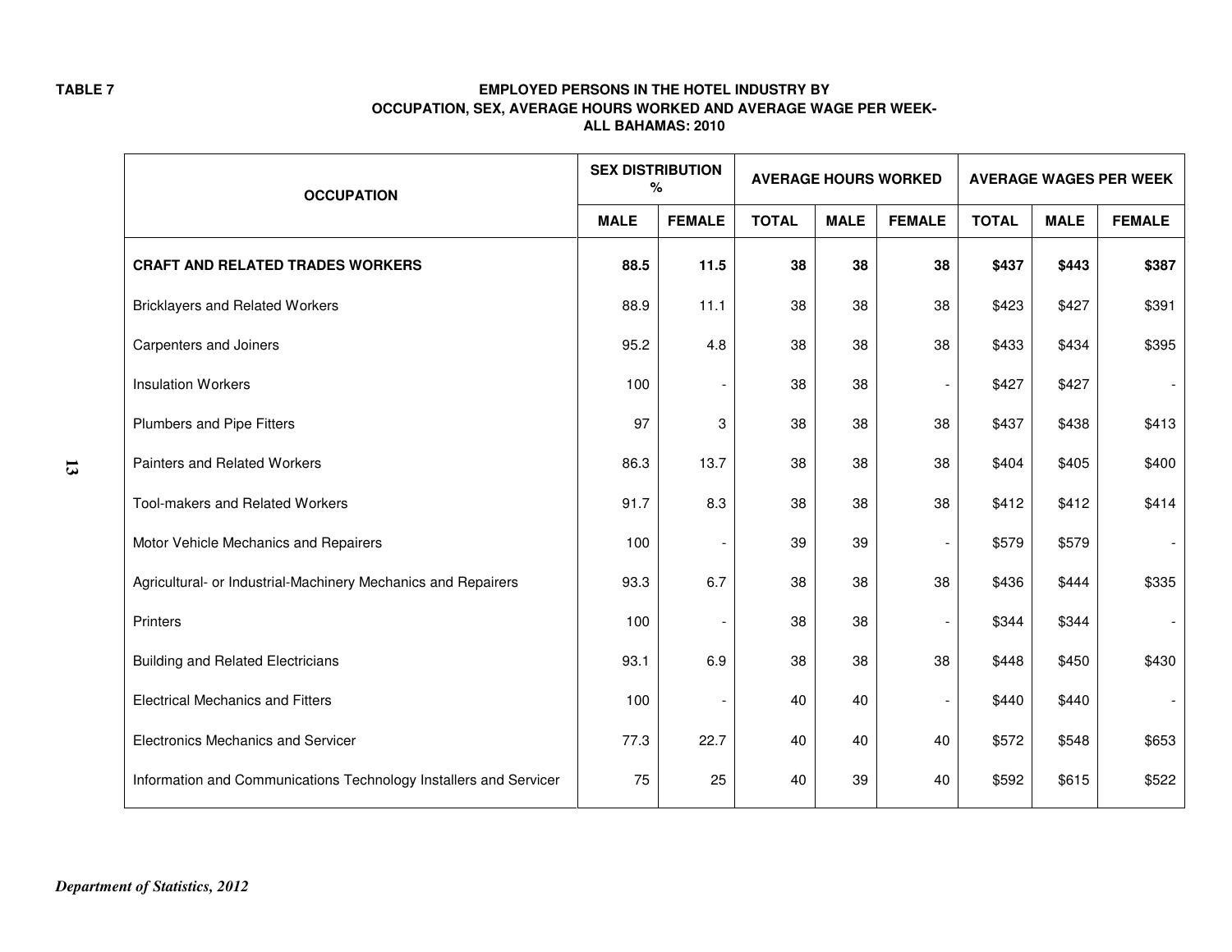TABLE 7

**EMPLOYED PERSONS IN THE HOTEL INDUSTRY BY OCCUPATION, SEX, AVERAGE HOURS WORKED AND AVERAGE WAGE PER WEEK- ALL BAHAMAS: 2010**

| OCCUPATION | SEX DISTRIBUTION % | | AVERAGE HOURS WORKED | | | AVERAGE WAGES PER WEEK | | |
|---|---|---|---|---|---|---|---|---|
| | MALE | FEMALE | TOTAL | MALE | FEMALE | TOTAL | MALE | FEMALE |
| **CRAFT AND RELATED TRADES WORKERS** | **88.5** | **11.5** | **38** | **38** | **38** | **$437** | **$443** | **$387** |
| Bricklayers and Related Workers | 88.9 | 11.1 | 38 | 38 | 38 | $423 | $427 | $391 |
| Carpenters and Joiners | 95.2 | 4.8 | 38 | 38 | 38 | $433 | $434 | $395 |
| Insulation Workers | 100 | - | 38 | 38 | - | $427 | $427 | - |
| Plumbers and Pipe Fitters | 97 | 3 | 38 | 38 | 38 | $437 | $438 | $413 |
| Painters and Related Workers | 86.3 | 13.7 | 38 | 38 | 38 | $404 | $405 | $400 |
| Tool-makers and Related Workers | 91.7 | 8.3 | 38 | 38 | 38 | $412 | $412 | $414 |
| Motor Vehicle Mechanics and Repairers | 100 | - | 39 | 39 | - | $579 | $579 | - |
| Agricultural- or Industrial-Machinery Mechanics and Repairers | 93.3 | 6.7 | 38 | 38 | 38 | $436 | $444 | $335 |
| Printers | 100 | - | 38 | 38 | - | $344 | $344 | - |
| Building and Related Electricians | 93.1 | 6.9 | 38 | 38 | 38 | $448 | $450 | $430 |
| Electrical Mechanics and Fitters | 100 | - | 40 | 40 | - | $440 | $440 | - |
| Electronics Mechanics and Servicer | 77.3 | 22.7 | 40 | 40 | 40 | $572 | $548 | $653 |
| Information and Communications Technology Installers and Servicer | 75 | 25 | 40 | 39 | 40 | $592 | $615 | $522 |

*Department of Statistics, 2012*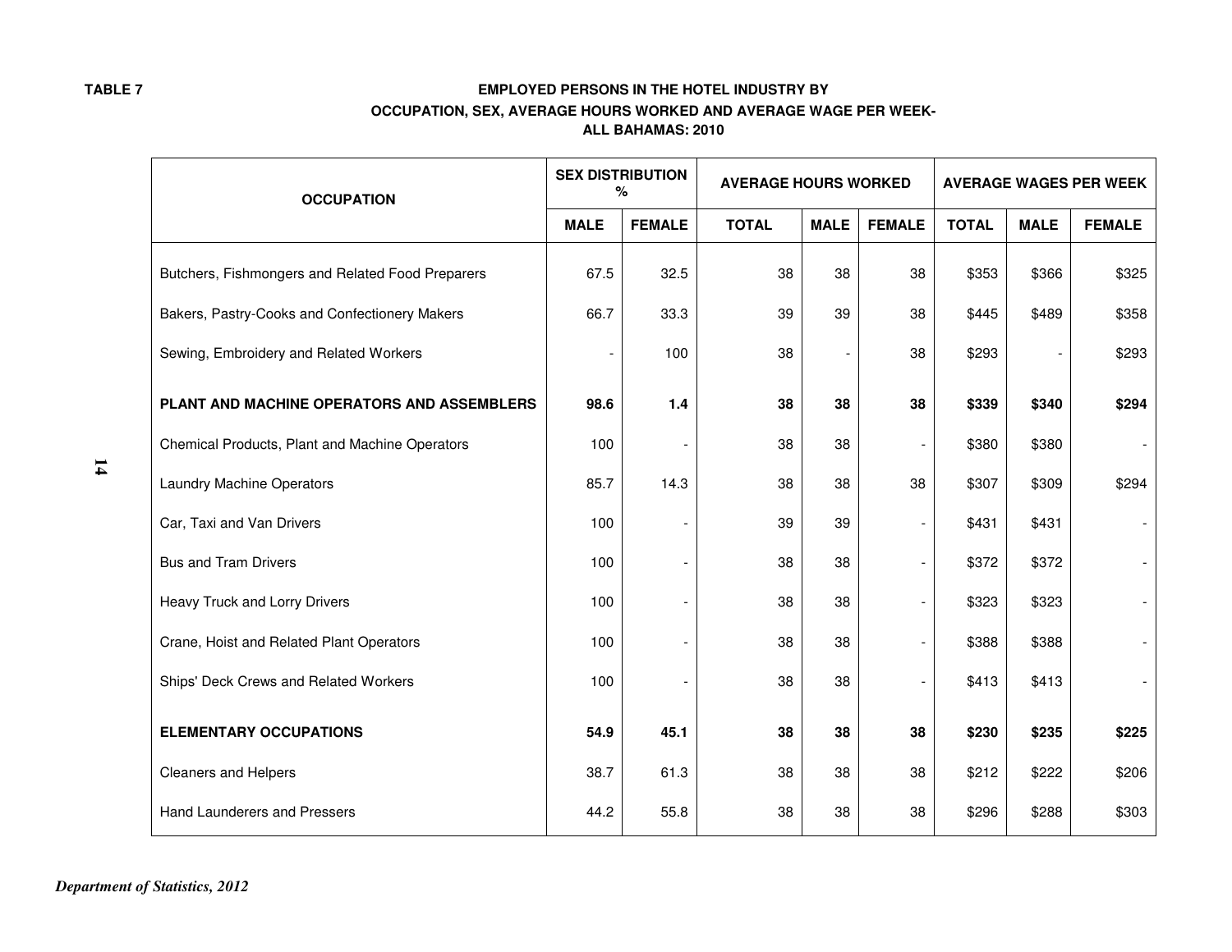TABLE 7

**EMPLOYED PERSONS IN THE HOTEL INDUSTRY BY OCCUPATION, SEX, AVERAGE HOURS WORKED AND AVERAGE WAGE PER WEEK- ALL BAHAMAS: 2010**

| OCCUPATION | SEX DISTRIBUTION % | | AVERAGE HOURS WORKED | | | AVERAGE WAGES PER WEEK | | |
|---|---|---|---|---|---|---|---|---|
| | MALE | FEMALE | TOTAL | MALE | FEMALE | TOTAL | MALE | FEMALE |
| Butchers, Fishmongers and Related Food Preparers | 67.5 | 32.5 | 38 | 38 | 38 | $353 | $366 | $325 |
| Bakers, Pastry-Cooks and Confectionery Makers | 66.7 | 33.3 | 39 | 39 | 38 | $445 | $489 | $358 |
| Sewing, Embroidery and Related Workers | - | 100 | 38 | - | 38 | $293 | - | $293 |
| **PLANT AND MACHINE OPERATORS AND ASSEMBLERS** | **98.6** | **1.4** | **38** | **38** | **38** | **$339** | **$340** | **$294** |
| Chemical Products, Plant and Machine Operators | 100 | - | 38 | 38 | - | $380 | $380 | - |
| Laundry Machine Operators | 85.7 | 14.3 | 38 | 38 | 38 | $307 | $309 | $294 |
| Car, Taxi and Van Drivers | 100 | - | 39 | 39 | - | $431 | $431 | - |
| Bus and Tram Drivers | 100 | - | 38 | 38 | - | $372 | $372 | - |
| Heavy Truck and Lorry Drivers | 100 | - | 38 | 38 | - | $323 | $323 | - |
| Crane, Hoist and Related Plant Operators | 100 | - | 38 | 38 | - | $388 | $388 | - |
| Ships' Deck Crews and Related Workers | 100 | - | 38 | 38 | - | $413 | $413 | - |
| **ELEMENTARY OCCUPATIONS** | **54.9** | **45.1** | **38** | **38** | **38** | **$230** | **$235** | **$225** |
| Cleaners and Helpers | 38.7 | 61.3 | 38 | 38 | 38 | $212 | $222 | $206 |
| Hand Launderers and Pressers | 44.2 | 55.8 | 38 | 38 | 38 | $296 | $288 | $303 |

*Department of Statistics, 2012*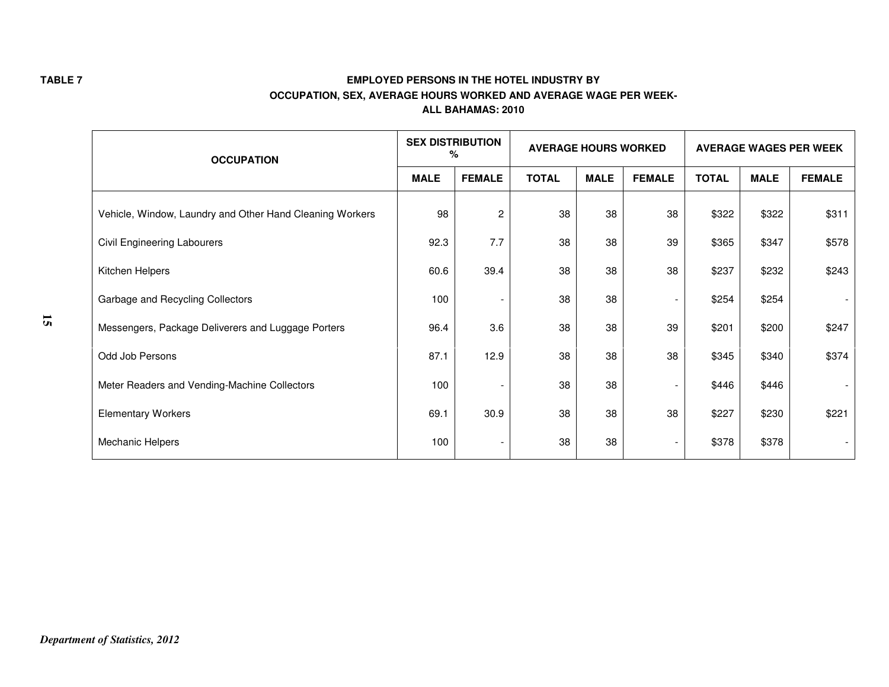**TABLE 7**

**EMPLOYED PERSONS IN THE HOTEL INDUSTRY BY OCCUPATION, SEX, AVERAGE HOURS WORKED AND AVERAGE WAGE PER WEEK-ALL BAHAMAS: 2010**

| OCCUPATION | SEX DISTRIBUTION % | | AVERAGE HOURS WORKED | | | AVERAGE WAGES PER WEEK | | |
|---|---|---|---|---|---|---|---|---|
| | MALE | FEMALE | TOTAL | MALE | FEMALE | TOTAL | MALE | FEMALE |
| Vehicle, Window, Laundry and Other Hand Cleaning Workers | 98 | 2 | 38 | 38 | 38 | $322 | $322 | $311 |
| Civil Engineering Labourers | 92.3 | 7.7 | 38 | 38 | 39 | $365 | $347 | $578 |
| Kitchen Helpers | 60.6 | 39.4 | 38 | 38 | 38 | $237 | $232 | $243 |
| Garbage and Recycling Collectors | 100 | - | 38 | 38 | - | $254 | $254 | - |
| Messengers, Package Deliverers and Luggage Porters | 96.4 | 3.6 | 38 | 38 | 39 | $201 | $200 | $247 |
| Odd Job Persons | 87.1 | 12.9 | 38 | 38 | 38 | $345 | $340 | $374 |
| Meter Readers and Vending-Machine Collectors | 100 | - | 38 | 38 | - | $446 | $446 | - |
| Elementary Workers | 69.1 | 30.9 | 38 | 38 | 38 | $227 | $230 | $221 |
| Mechanic Helpers | 100 | - | 38 | 38 | - | $378 | $378 | - |

*Department of Statistics, 2012*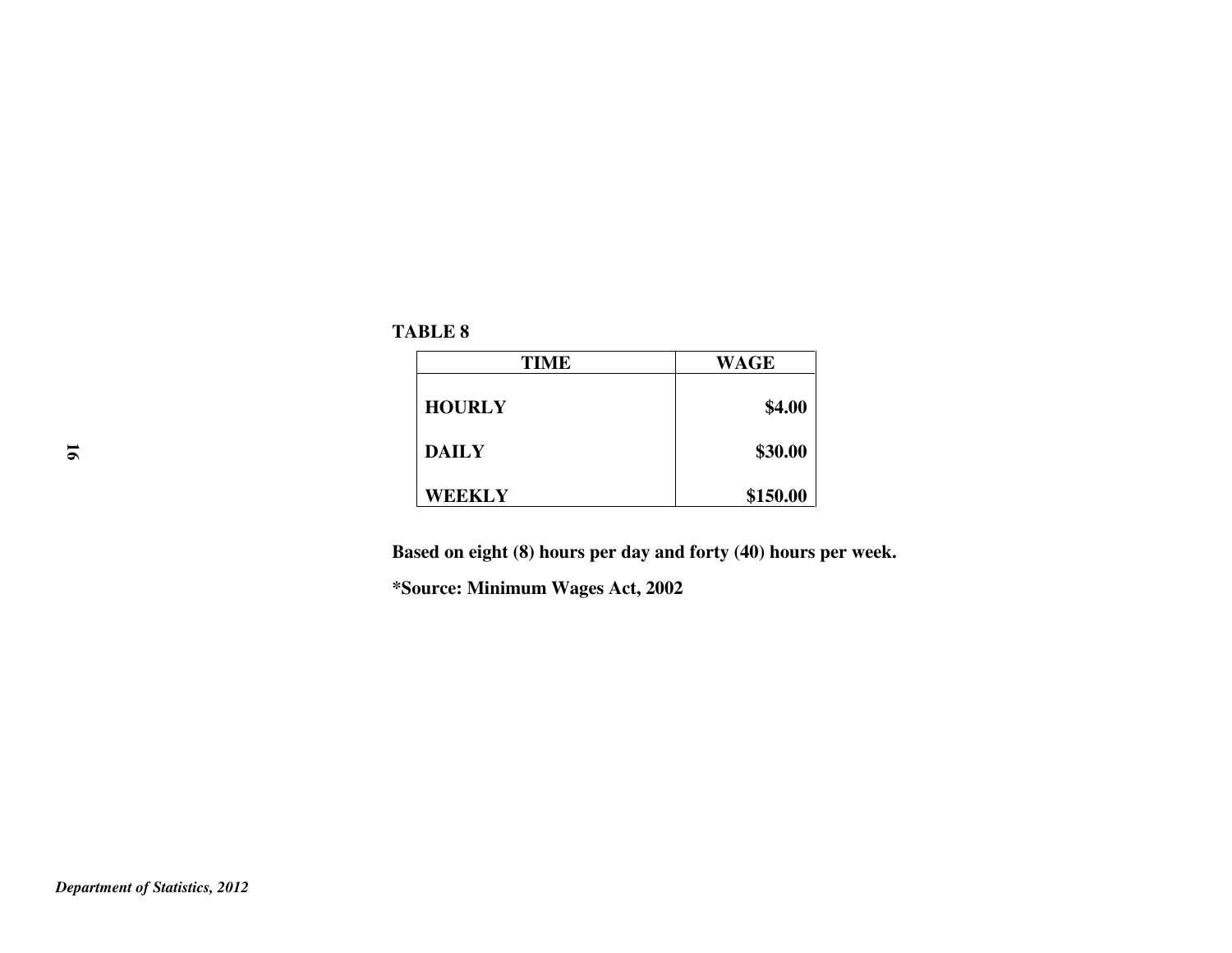**TABLE 8**

| TIME | WAGE |
| --- | --- |
| HOURLY | $4.00 |
| DAILY | $30.00 |
| WEEKLY | $150.00 |

**Based on eight (8) hours per day and forty (40) hours per week.**

**\*Source: Minimum Wages Act, 2002**